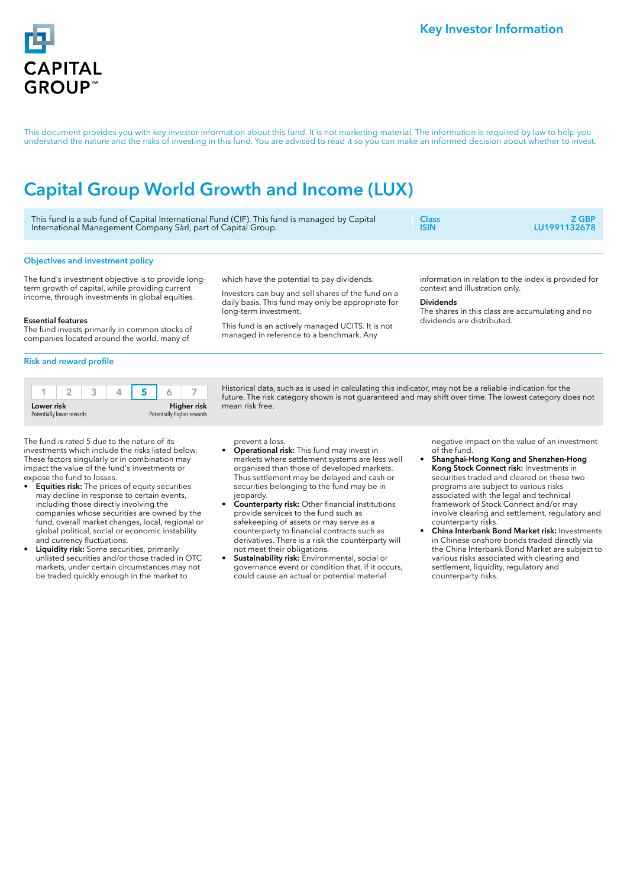CAPITAL GROUP℠

Key Investor Information

This document provides you with key investor information about this fund. It is not marketing material. The information is required by law to help you understand the nature and the risks of investing in this fund. You are advised to read it so you can make an informed decision about whether to invest.

# Capital Group World Growth and Income (LUX)

This fund is a sub-fund of Capital International Fund (CIF). This fund is managed by Capital International Management Company Sàrl, part of Capital Group.

| Class | Z GBP |
|---|---|
| ISIN | LU1991132678 |

## Objectives and investment policy

The fund's investment objective is to provide long-term growth of capital, while providing current income, through investments in global equities.

**Essential features**
The fund invests primarily in common stocks of companies located around the world, many of which have the potential to pay dividends.

Investors can buy and sell shares of the fund on a daily basis. This fund may only be appropriate for long-term investment.

This fund is an actively managed UCITS. It is not managed in reference to a benchmark. Any information in relation to the index is provided for context and illustration only.

**Dividends**
The shares in this class are accumulating and no dividends are distributed.

## Risk and reward profile

| 1 | 2 | 3 | 4 | **5** | 6 | 7 |
|---|---|---|---|---|---|---|

Lower risk — Potentially lower rewards; Higher risk — Potentially higher rewards

Historical data, such as is used in calculating this indicator, may not be a reliable indication for the future. The risk category shown is not guaranteed and may shift over time. The lowest category does not mean risk free.

The fund is rated 5 due to the nature of its investments which include the risks listed below. These factors singularly or in combination may impact the value of the fund's investments or expose the fund to losses.

- **Equities risk:** The prices of equity securities may decline in response to certain events, including those directly involving the companies whose securities are owned by the fund, overall market changes, local, regional or global political, social or economic instability and currency fluctuations.
- **Liquidity risk:** Some securities, primarily unlisted securities and/or those traded in OTC markets, under certain circumstances may not be traded quickly enough in the market to prevent a loss.
- **Operational risk:** This fund may invest in markets where settlement systems are less well organised than those of developed markets. Thus settlement may be delayed and cash or securities belonging to the fund may be in jeopardy.
- **Counterparty risk:** Other financial institutions provide services to the fund such as safekeeping of assets or may serve as a counterparty to financial contracts such as derivatives. There is a risk the counterparty will not meet their obligations.
- **Sustainability risk:** Environmental, social or governance event or condition that, if it occurs, could cause an actual or potential material negative impact on the value of an investment of the fund.
- **Shanghai-Hong Kong and Shenzhen-Hong Kong Stock Connect risk:** Investments in securities traded and cleared on these two programs are subject to various risks associated with the legal and technical framework of Stock Connect and/or may involve clearing and settlement, regulatory and counterparty risks.
- **China Interbank Bond Market risk:** Investments in Chinese onshore bonds traded directly via the China Interbank Bond Market are subject to various risks associated with clearing and settlement, liquidity, regulatory and counterparty risks.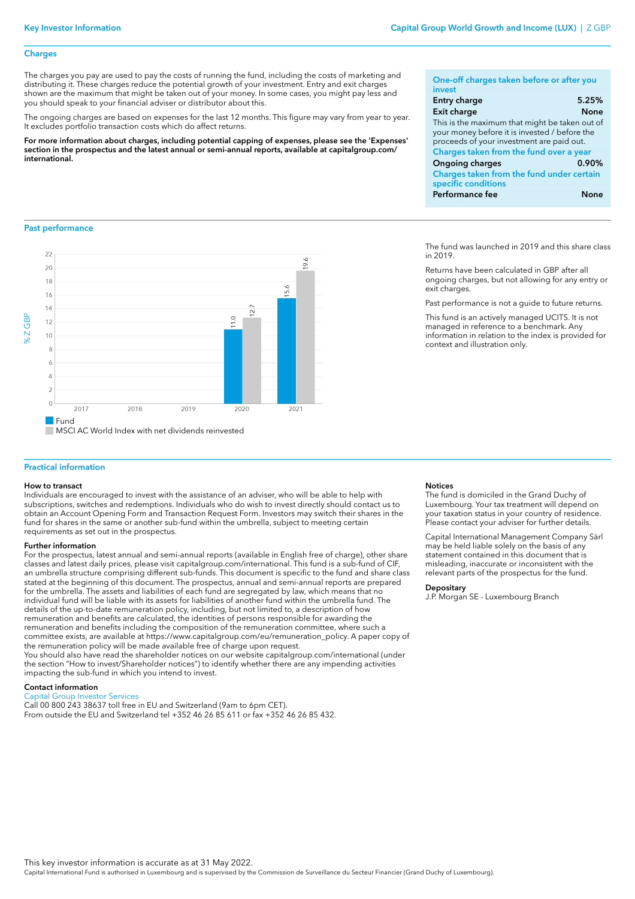## Charges

The charges you pay are used to pay the costs of running the fund, including the costs of marketing and distributing it. These charges reduce the potential growth of your investment. Entry and exit charges shown are the maximum that might be taken out of your money. In some cases, you might pay less and you should speak to your financial adviser or distributor about this.

The ongoing charges are based on expenses for the last 12 months. This figure may vary from year to year. It excludes portfolio transaction costs which do affect returns.

**For more information about charges, including potential capping of expenses, please see the 'Expenses' section in the prospectus and the latest annual or semi-annual reports, available at capitalgroup.com/international.**

| One-off charges taken before or after you invest | |
|---|---|
| **Entry charge** | **5.25%** |
| **Exit charge** | **None** |
| This is the maximum that might be taken out of your money before it is invested / before the proceeds of your investment are paid out. | |
| **Charges taken from the fund over a year** | |
| **Ongoing charges** | **0.90%** |
| **Charges taken from the fund under certain specific conditions** | |
| **Performance fee** | **None** |

## Past performance

% Z GBP

22
20
18
16
14
12
10
8
6
4
2
0

2017
2018
2019
2020
2021

11.0
12.7
15.6
19.6

Fund
MSCI AC World Index with net dividends reinvested

The fund was launched in 2019 and this share class in 2019.

Returns have been calculated in GBP after all ongoing charges, but not allowing for any entry or exit charges.

Past performance is not a guide to future returns.

This fund is an actively managed UCITS. It is not managed in reference to a benchmark. Any information in relation to the index is provided for context and illustration only.

## Practical information

**How to transact**
Individuals are encouraged to invest with the assistance of an adviser, who will be able to help with subscriptions, switches and redemptions. Individuals who do wish to invest directly should contact us to obtain an Account Opening Form and Transaction Request Form. Investors may switch their shares in the fund for shares in the same or another sub-fund within the umbrella, subject to meeting certain requirements as set out in the prospectus.

**Further information**
For the prospectus, latest annual and semi-annual reports (available in English free of charge), other share classes and latest daily prices, please visit capitalgroup.com/international. This fund is a sub-fund of CIF, an umbrella structure comprising different sub-funds. This document is specific to the fund and share class stated at the beginning of this document. The prospectus, annual and semi-annual reports are prepared for the umbrella. The assets and liabilities of each fund are segregated by law, which means that no individual fund will be liable with its assets for liabilities of another fund within the umbrella fund. The details of the up-to-date remuneration policy, including, but not limited to, a description of how remuneration and benefits are calculated, the identities of persons responsible for awarding the remuneration and benefits including the composition of the remuneration committee, where such a committee exists, are available at https://www.capitalgroup.com/eu/remuneration_policy. A paper copy of the remuneration policy will be made available free of charge upon request.
You should also have read the shareholder notices on our website capitalgroup.com/international (under the section "How to invest/Shareholder notices") to identify whether there are any impending activities impacting the sub-fund in which you intend to invest.

**Contact information**
Capital Group Investor Services
Call 00 800 243 38637 toll free in EU and Switzerland (9am to 6pm CET).
From outside the EU and Switzerland tel +352 46 26 85 611 or fax +352 46 26 85 432.

**Notices**
The fund is domiciled in the Grand Duchy of Luxembourg. Your tax treatment will depend on your taxation status in your country of residence. Please contact your adviser for further details.

Capital International Management Company Sàrl may be held liable solely on the basis of any statement contained in this document that is misleading, inaccurate or inconsistent with the relevant parts of the prospectus for the fund.

**Depositary**
J.P. Morgan SE - Luxembourg Branch

This key investor information is accurate as at 31 May 2022.
Capital International Fund is authorised in Luxembourg and is supervised by the Commission de Surveillance du Secteur Financier (Grand Duchy of Luxembourg).